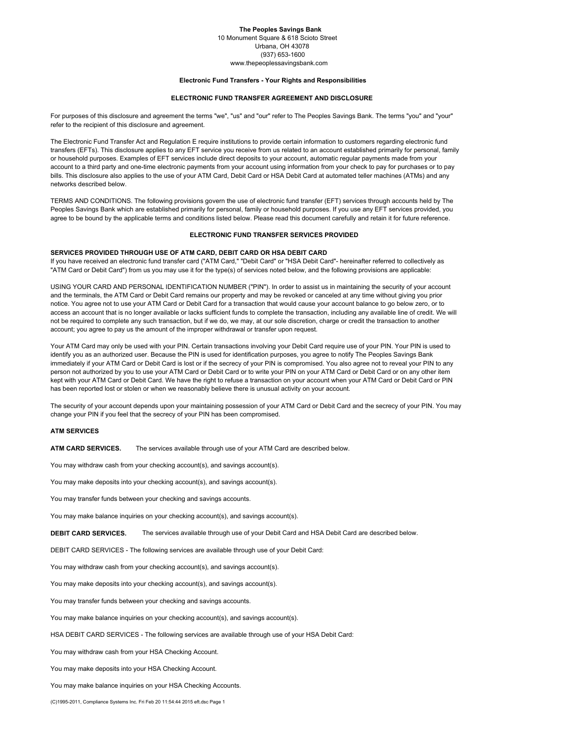**The Peoples Savings Bank**
10 Monument Square & 618 Scioto Street
Urbana, OH 43078
(937) 653-1600
www.thepeoplessavingsbank.com

## Electronic Fund Transfers - Your Rights and Responsibilities

## ELECTRONIC FUND TRANSFER AGREEMENT AND DISCLOSURE

For purposes of this disclosure and agreement the terms "we", "us" and "our" refer to The Peoples Savings Bank. The terms "you" and "your" refer to the recipient of this disclosure and agreement.

The Electronic Fund Transfer Act and Regulation E require institutions to provide certain information to customers regarding electronic fund transfers (EFTs). This disclosure applies to any EFT service you receive from us related to an account established primarily for personal, family or household purposes. Examples of EFT services include direct deposits to your account, automatic regular payments made from your account to a third party and one-time electronic payments from your account using information from your check to pay for purchases or to pay bills. This disclosure also applies to the use of your ATM Card, Debit Card or HSA Debit Card at automated teller machines (ATMs) and any networks described below.

TERMS AND CONDITIONS. The following provisions govern the use of electronic fund transfer (EFT) services through accounts held by The Peoples Savings Bank which are established primarily for personal, family or household purposes. If you use any EFT services provided, you agree to be bound by the applicable terms and conditions listed below. Please read this document carefully and retain it for future reference.

## ELECTRONIC FUND TRANSFER SERVICES PROVIDED

### SERVICES PROVIDED THROUGH USE OF ATM CARD, DEBIT CARD OR HSA DEBIT CARD

If you have received an electronic fund transfer card ("ATM Card," "Debit Card" or "HSA Debit Card"- hereinafter referred to collectively as "ATM Card or Debit Card") from us you may use it for the type(s) of services noted below, and the following provisions are applicable:

USING YOUR CARD AND PERSONAL IDENTIFICATION NUMBER ("PIN"). In order to assist us in maintaining the security of your account and the terminals, the ATM Card or Debit Card remains our property and may be revoked or canceled at any time without giving you prior notice. You agree not to use your ATM Card or Debit Card for a transaction that would cause your account balance to go below zero, or to access an account that is no longer available or lacks sufficient funds to complete the transaction, including any available line of credit. We will not be required to complete any such transaction, but if we do, we may, at our sole discretion, charge or credit the transaction to another account; you agree to pay us the amount of the improper withdrawal or transfer upon request.

Your ATM Card may only be used with your PIN. Certain transactions involving your Debit Card require use of your PIN. Your PIN is used to identify you as an authorized user. Because the PIN is used for identification purposes, you agree to notify The Peoples Savings Bank immediately if your ATM Card or Debit Card is lost or if the secrecy of your PIN is compromised. You also agree not to reveal your PIN to any person not authorized by you to use your ATM Card or Debit Card or to write your PIN on your ATM Card or Debit Card or on any other item kept with your ATM Card or Debit Card. We have the right to refuse a transaction on your account when your ATM Card or Debit Card or PIN has been reported lost or stolen or when we reasonably believe there is unusual activity on your account.

The security of your account depends upon your maintaining possession of your ATM Card or Debit Card and the secrecy of your PIN. You may change your PIN if you feel that the secrecy of your PIN has been compromised.

### ATM SERVICES

**ATM CARD SERVICES.** The services available through use of your ATM Card are described below.

You may withdraw cash from your checking account(s), and savings account(s).

You may make deposits into your checking account(s), and savings account(s).

You may transfer funds between your checking and savings accounts.

You may make balance inquiries on your checking account(s), and savings account(s).

**DEBIT CARD SERVICES.** The services available through use of your Debit Card and HSA Debit Card are described below.

DEBIT CARD SERVICES - The following services are available through use of your Debit Card:

You may withdraw cash from your checking account(s), and savings account(s).

You may make deposits into your checking account(s), and savings account(s).

You may transfer funds between your checking and savings accounts.

You may make balance inquiries on your checking account(s), and savings account(s).

HSA DEBIT CARD SERVICES - The following services are available through use of your HSA Debit Card:

You may withdraw cash from your HSA Checking Account.

You may make deposits into your HSA Checking Account.

You may make balance inquiries on your HSA Checking Accounts.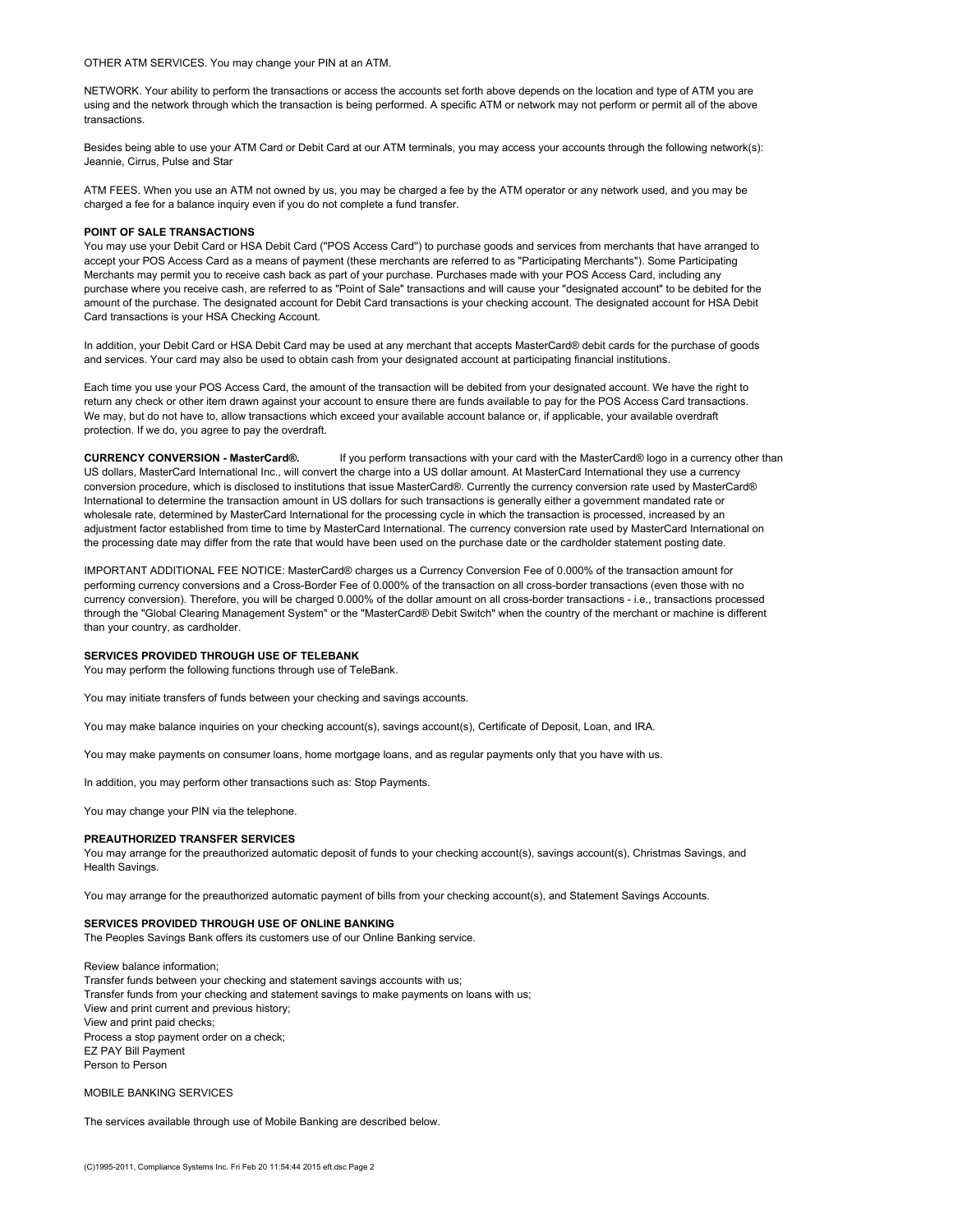OTHER ATM SERVICES. You may change your PIN at an ATM.

NETWORK. Your ability to perform the transactions or access the accounts set forth above depends on the location and type of ATM you are using and the network through which the transaction is being performed. A specific ATM or network may not perform or permit all of the above transactions.

Besides being able to use your ATM Card or Debit Card at our ATM terminals, you may access your accounts through the following network(s): Jeannie, Cirrus, Pulse and Star

ATM FEES. When you use an ATM not owned by us, you may be charged a fee by the ATM operator or any network used, and you may be charged a fee for a balance inquiry even if you do not complete a fund transfer.

**POINT OF SALE TRANSACTIONS**

You may use your Debit Card or HSA Debit Card ("POS Access Card") to purchase goods and services from merchants that have arranged to accept your POS Access Card as a means of payment (these merchants are referred to as "Participating Merchants"). Some Participating Merchants may permit you to receive cash back as part of your purchase. Purchases made with your POS Access Card, including any purchase where you receive cash, are referred to as "Point of Sale" transactions and will cause your "designated account" to be debited for the amount of the purchase. The designated account for Debit Card transactions is your checking account. The designated account for HSA Debit Card transactions is your HSA Checking Account.

In addition, your Debit Card or HSA Debit Card may be used at any merchant that accepts MasterCard® debit cards for the purchase of goods and services. Your card may also be used to obtain cash from your designated account at participating financial institutions.

Each time you use your POS Access Card, the amount of the transaction will be debited from your designated account. We have the right to return any check or other item drawn against your account to ensure there are funds available to pay for the POS Access Card transactions. We may, but do not have to, allow transactions which exceed your available account balance or, if applicable, your available overdraft protection. If we do, you agree to pay the overdraft.

**CURRENCY CONVERSION - MasterCard®.** If you perform transactions with your card with the MasterCard® logo in a currency other than US dollars, MasterCard International Inc., will convert the charge into a US dollar amount. At MasterCard International they use a currency conversion procedure, which is disclosed to institutions that issue MasterCard®. Currently the currency conversion rate used by MasterCard® International to determine the transaction amount in US dollars for such transactions is generally either a government mandated rate or wholesale rate, determined by MasterCard International for the processing cycle in which the transaction is processed, increased by an adjustment factor established from time to time by MasterCard International. The currency conversion rate used by MasterCard International on the processing date may differ from the rate that would have been used on the purchase date or the cardholder statement posting date.

IMPORTANT ADDITIONAL FEE NOTICE: MasterCard® charges us a Currency Conversion Fee of 0.000% of the transaction amount for performing currency conversions and a Cross-Border Fee of 0.000% of the transaction on all cross-border transactions (even those with no currency conversion). Therefore, you will be charged 0.000% of the dollar amount on all cross-border transactions - i.e., transactions processed through the "Global Clearing Management System" or the "MasterCard® Debit Switch" when the country of the merchant or machine is different than your country, as cardholder.

**SERVICES PROVIDED THROUGH USE OF TELEBANK**

You may perform the following functions through use of TeleBank.

You may initiate transfers of funds between your checking and savings accounts.

You may make balance inquiries on your checking account(s), savings account(s), Certificate of Deposit, Loan, and IRA.

You may make payments on consumer loans, home mortgage loans, and as regular payments only that you have with us.

In addition, you may perform other transactions such as: Stop Payments.

You may change your PIN via the telephone.

**PREAUTHORIZED TRANSFER SERVICES**

You may arrange for the preauthorized automatic deposit of funds to your checking account(s), savings account(s), Christmas Savings, and Health Savings.

You may arrange for the preauthorized automatic payment of bills from your checking account(s), and Statement Savings Accounts.

**SERVICES PROVIDED THROUGH USE OF ONLINE BANKING**

The Peoples Savings Bank offers its customers use of our Online Banking service.

Review balance information;
Transfer funds between your checking and statement savings accounts with us;
Transfer funds from your checking and statement savings to make payments on loans with us;
View and print current and previous history;
View and print paid checks;
Process a stop payment order on a check;
EZ PAY Bill Payment
Person to Person

MOBILE BANKING SERVICES

The services available through use of Mobile Banking are described below.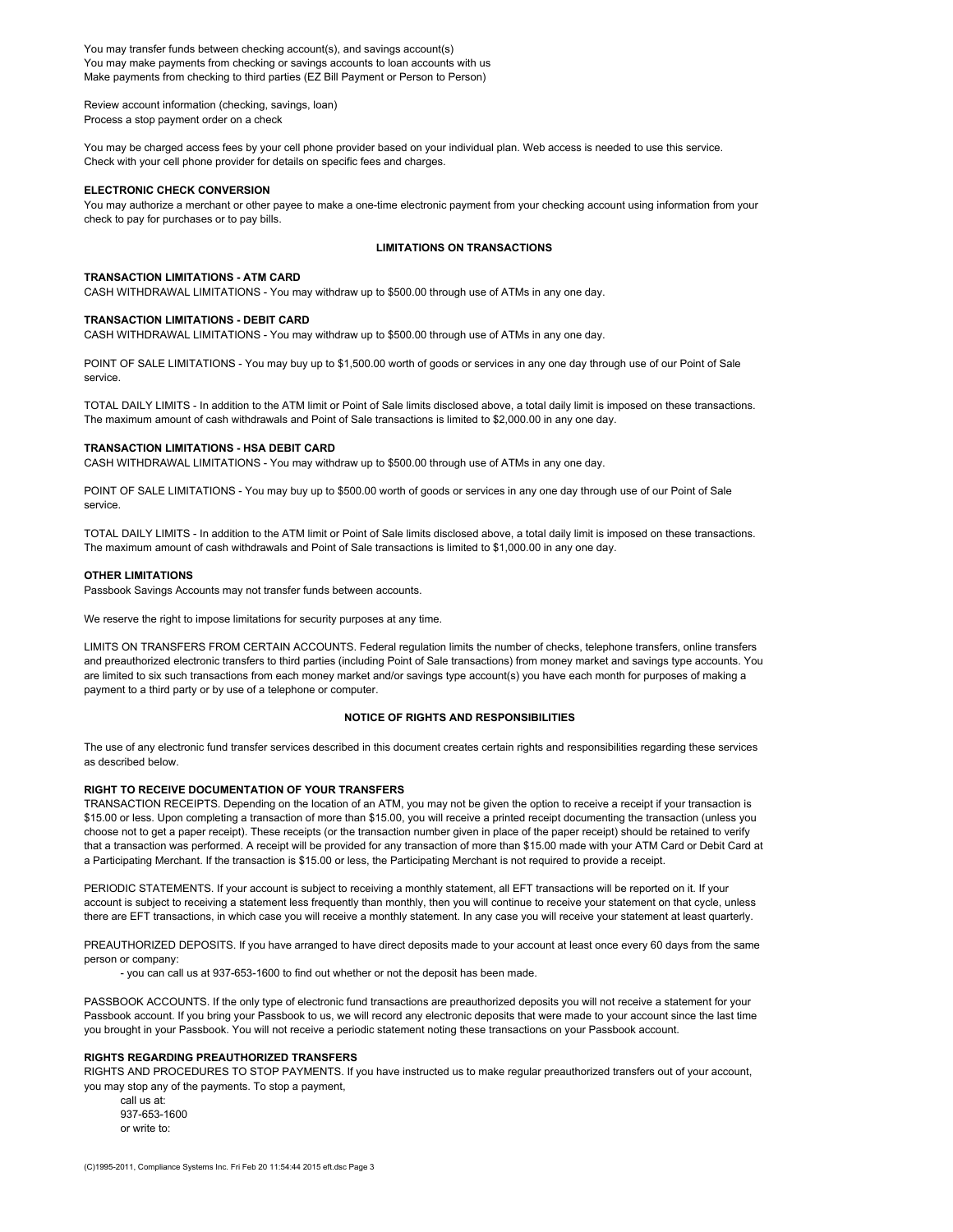You may transfer funds between checking account(s), and savings account(s)
You may make payments from checking or savings accounts to loan accounts with us
Make payments from checking to third parties (EZ Bill Payment or Person to Person)

Review account information (checking, savings, loan)
Process a stop payment order on a check

You may be charged access fees by your cell phone provider based on your individual plan. Web access is needed to use this service. Check with your cell phone provider for details on specific fees and charges.

**ELECTRONIC CHECK CONVERSION**
You may authorize a merchant or other payee to make a one-time electronic payment from your checking account using information from your check to pay for purchases or to pay bills.

## LIMITATIONS ON TRANSACTIONS

**TRANSACTION LIMITATIONS - ATM CARD**
CASH WITHDRAWAL LIMITATIONS - You may withdraw up to $500.00 through use of ATMs in any one day.

**TRANSACTION LIMITATIONS - DEBIT CARD**
CASH WITHDRAWAL LIMITATIONS - You may withdraw up to $500.00 through use of ATMs in any one day.

POINT OF SALE LIMITATIONS - You may buy up to $1,500.00 worth of goods or services in any one day through use of our Point of Sale service.

TOTAL DAILY LIMITS - In addition to the ATM limit or Point of Sale limits disclosed above, a total daily limit is imposed on these transactions. The maximum amount of cash withdrawals and Point of Sale transactions is limited to $2,000.00 in any one day.

**TRANSACTION LIMITATIONS - HSA DEBIT CARD**
CASH WITHDRAWAL LIMITATIONS - You may withdraw up to $500.00 through use of ATMs in any one day.

POINT OF SALE LIMITATIONS - You may buy up to $500.00 worth of goods or services in any one day through use of our Point of Sale service.

TOTAL DAILY LIMITS - In addition to the ATM limit or Point of Sale limits disclosed above, a total daily limit is imposed on these transactions. The maximum amount of cash withdrawals and Point of Sale transactions is limited to $1,000.00 in any one day.

**OTHER LIMITATIONS**
Passbook Savings Accounts may not transfer funds between accounts.

We reserve the right to impose limitations for security purposes at any time.

LIMITS ON TRANSFERS FROM CERTAIN ACCOUNTS. Federal regulation limits the number of checks, telephone transfers, online transfers and preauthorized electronic transfers to third parties (including Point of Sale transactions) from money market and savings type accounts. You are limited to six such transactions from each money market and/or savings type account(s) you have each month for purposes of making a payment to a third party or by use of a telephone or computer.

## NOTICE OF RIGHTS AND RESPONSIBILITIES

The use of any electronic fund transfer services described in this document creates certain rights and responsibilities regarding these services as described below.

**RIGHT TO RECEIVE DOCUMENTATION OF YOUR TRANSFERS**
TRANSACTION RECEIPTS. Depending on the location of an ATM, you may not be given the option to receive a receipt if your transaction is $15.00 or less. Upon completing a transaction of more than $15.00, you will receive a printed receipt documenting the transaction (unless you choose not to get a paper receipt). These receipts (or the transaction number given in place of the paper receipt) should be retained to verify that a transaction was performed. A receipt will be provided for any transaction of more than $15.00 made with your ATM Card or Debit Card at a Participating Merchant. If the transaction is $15.00 or less, the Participating Merchant is not required to provide a receipt.

PERIODIC STATEMENTS. If your account is subject to receiving a monthly statement, all EFT transactions will be reported on it. If your account is subject to receiving a statement less frequently than monthly, then you will continue to receive your statement on that cycle, unless there are EFT transactions, in which case you will receive a monthly statement. In any case you will receive your statement at least quarterly.

PREAUTHORIZED DEPOSITS. If you have arranged to have direct deposits made to your account at least once every 60 days from the same person or company:

- you can call us at 937-653-1600 to find out whether or not the deposit has been made.

PASSBOOK ACCOUNTS. If the only type of electronic fund transactions are preauthorized deposits you will not receive a statement for your Passbook account. If you bring your Passbook to us, we will record any electronic deposits that were made to your account since the last time you brought in your Passbook. You will not receive a periodic statement noting these transactions on your Passbook account.

**RIGHTS REGARDING PREAUTHORIZED TRANSFERS**
RIGHTS AND PROCEDURES TO STOP PAYMENTS. If you have instructed us to make regular preauthorized transfers out of your account, you may stop any of the payments. To stop a payment,

call us at:
937-653-1600
or write to: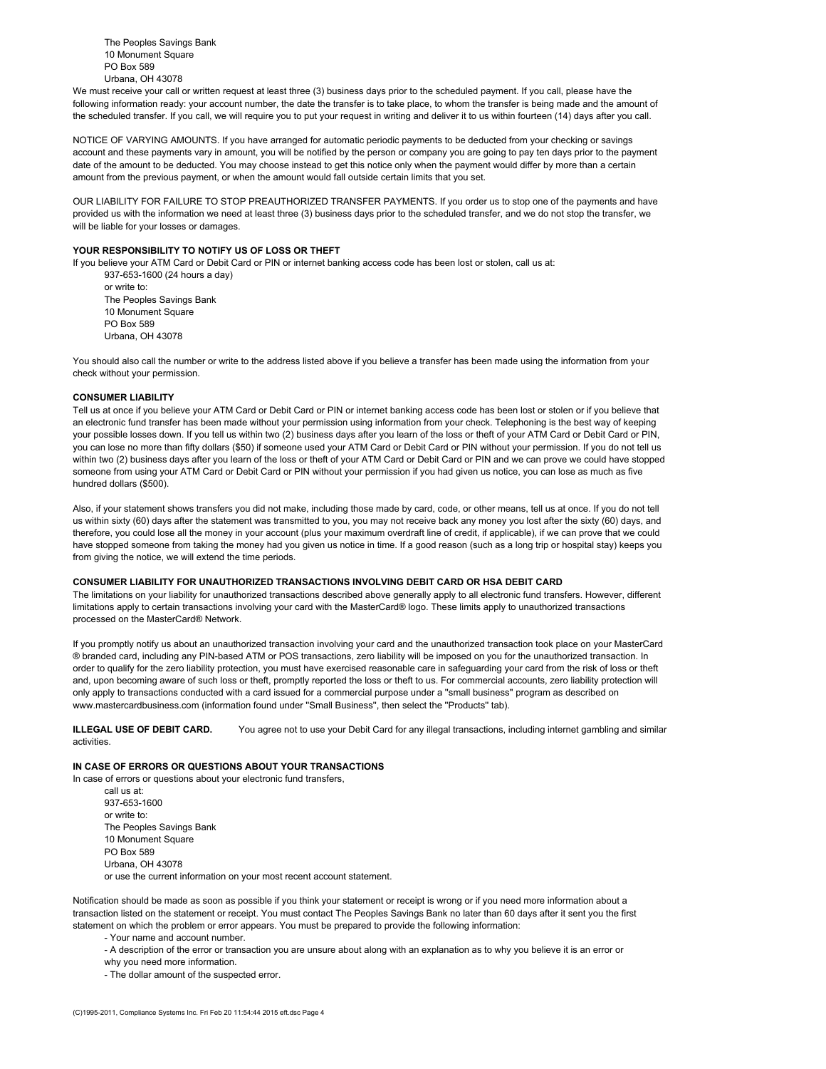The Peoples Savings Bank
10 Monument Square
PO Box 589
Urbana, OH 43078

We must receive your call or written request at least three (3) business days prior to the scheduled payment. If you call, please have the following information ready: your account number, the date the transfer is to take place, to whom the transfer is being made and the amount of the scheduled transfer. If you call, we will require you to put your request in writing and deliver it to us within fourteen (14) days after you call.

NOTICE OF VARYING AMOUNTS. If you have arranged for automatic periodic payments to be deducted from your checking or savings account and these payments vary in amount, you will be notified by the person or company you are going to pay ten days prior to the payment date of the amount to be deducted. You may choose instead to get this notice only when the payment would differ by more than a certain amount from the previous payment, or when the amount would fall outside certain limits that you set.

OUR LIABILITY FOR FAILURE TO STOP PREAUTHORIZED TRANSFER PAYMENTS. If you order us to stop one of the payments and have provided us with the information we need at least three (3) business days prior to the scheduled transfer, and we do not stop the transfer, we will be liable for your losses or damages.

**YOUR RESPONSIBILITY TO NOTIFY US OF LOSS OR THEFT**

If you believe your ATM Card or Debit Card or PIN or internet banking access code has been lost or stolen, call us at:

937-653-1600 (24 hours a day)
or write to:
The Peoples Savings Bank
10 Monument Square
PO Box 589
Urbana, OH 43078

You should also call the number or write to the address listed above if you believe a transfer has been made using the information from your check without your permission.

**CONSUMER LIABILITY**

Tell us at once if you believe your ATM Card or Debit Card or PIN or internet banking access code has been lost or stolen or if you believe that an electronic fund transfer has been made without your permission using information from your check. Telephoning is the best way of keeping your possible losses down. If you tell us within two (2) business days after you learn of the loss or theft of your ATM Card or Debit Card or PIN, you can lose no more than fifty dollars ($50) if someone used your ATM Card or Debit Card or PIN without your permission. If you do not tell us within two (2) business days after you learn of the loss or theft of your ATM Card or Debit Card or PIN and we can prove we could have stopped someone from using your ATM Card or Debit Card or PIN without your permission if you had given us notice, you can lose as much as five hundred dollars ($500).

Also, if your statement shows transfers you did not make, including those made by card, code, or other means, tell us at once. If you do not tell us within sixty (60) days after the statement was transmitted to you, you may not receive back any money you lost after the sixty (60) days, and therefore, you could lose all the money in your account (plus your maximum overdraft line of credit, if applicable), if we can prove that we could have stopped someone from taking the money had you given us notice in time. If a good reason (such as a long trip or hospital stay) keeps you from giving the notice, we will extend the time periods.

**CONSUMER LIABILITY FOR UNAUTHORIZED TRANSACTIONS INVOLVING DEBIT CARD OR HSA DEBIT CARD**

The limitations on your liability for unauthorized transactions described above generally apply to all electronic fund transfers. However, different limitations apply to certain transactions involving your card with the MasterCard® logo. These limits apply to unauthorized transactions processed on the MasterCard® Network.

If you promptly notify us about an unauthorized transaction involving your card and the unauthorized transaction took place on your MasterCard ® branded card, including any PIN-based ATM or POS transactions, zero liability will be imposed on you for the unauthorized transaction. In order to qualify for the zero liability protection, you must have exercised reasonable care in safeguarding your card from the risk of loss or theft and, upon becoming aware of such loss or theft, promptly reported the loss or theft to us. For commercial accounts, zero liability protection will only apply to transactions conducted with a card issued for a commercial purpose under a "small business" program as described on www.mastercardbusiness.com (information found under "Small Business", then select the "Products" tab).

**ILLEGAL USE OF DEBIT CARD.** You agree not to use your Debit Card for any illegal transactions, including internet gambling and similar activities.

**IN CASE OF ERRORS OR QUESTIONS ABOUT YOUR TRANSACTIONS**

In case of errors or questions about your electronic fund transfers,

call us at:
937-653-1600
or write to:
The Peoples Savings Bank
10 Monument Square
PO Box 589
Urbana, OH 43078
or use the current information on your most recent account statement.

Notification should be made as soon as possible if you think your statement or receipt is wrong or if you need more information about a transaction listed on the statement or receipt. You must contact The Peoples Savings Bank no later than 60 days after it sent you the first statement on which the problem or error appears. You must be prepared to provide the following information:

- Your name and account number.
- A description of the error or transaction you are unsure about along with an explanation as to why you believe it is an error or why you need more information.
- The dollar amount of the suspected error.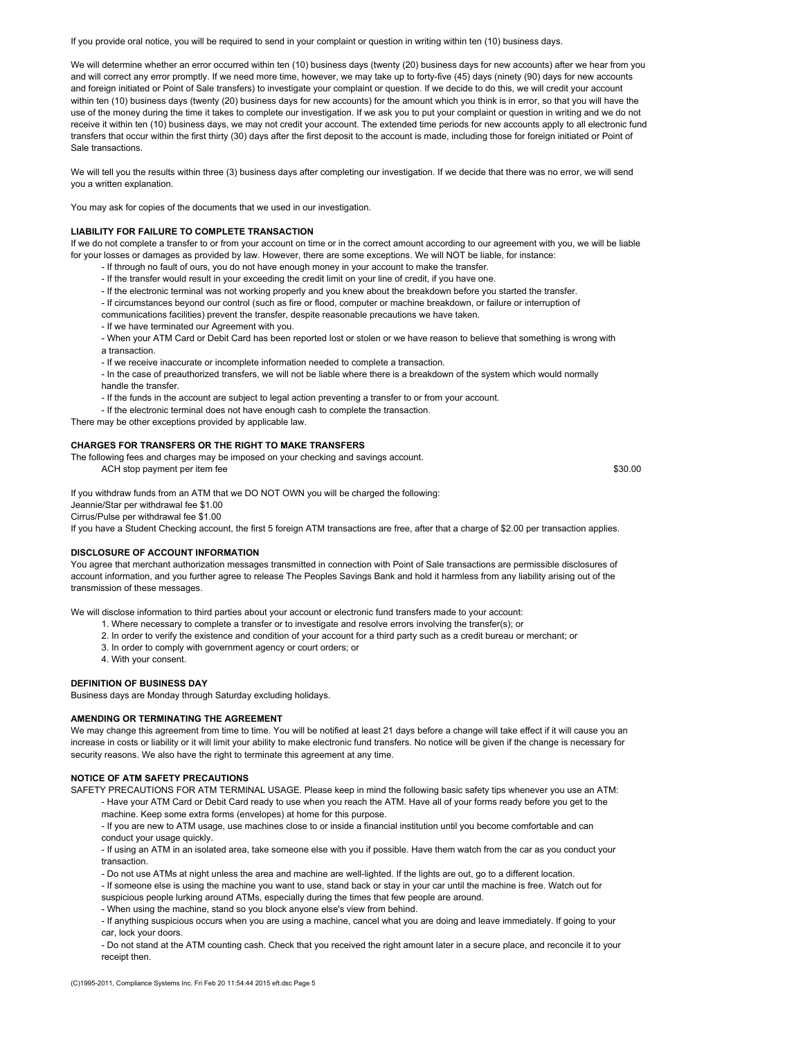If you provide oral notice, you will be required to send in your complaint or question in writing within ten (10) business days.

We will determine whether an error occurred within ten (10) business days (twenty (20) business days for new accounts) after we hear from you and will correct any error promptly. If we need more time, however, we may take up to forty-five (45) days (ninety (90) days for new accounts and foreign initiated or Point of Sale transfers) to investigate your complaint or question. If we decide to do this, we will credit your account within ten (10) business days (twenty (20) business days for new accounts) for the amount which you think is in error, so that you will have the use of the money during the time it takes to complete our investigation. If we ask you to put your complaint or question in writing and we do not receive it within ten (10) business days, we may not credit your account. The extended time periods for new accounts apply to all electronic fund transfers that occur within the first thirty (30) days after the first deposit to the account is made, including those for foreign initiated or Point of Sale transactions.

We will tell you the results within three (3) business days after completing our investigation. If we decide that there was no error, we will send you a written explanation.

You may ask for copies of the documents that we used in our investigation.

**LIABILITY FOR FAILURE TO COMPLETE TRANSACTION**

If we do not complete a transfer to or from your account on time or in the correct amount according to our agreement with you, we will be liable for your losses or damages as provided by law. However, there are some exceptions. We will NOT be liable, for instance:

- If through no fault of ours, you do not have enough money in your account to make the transfer.
- If the transfer would result in your exceeding the credit limit on your line of credit, if you have one.
- If the electronic terminal was not working properly and you knew about the breakdown before you started the transfer.
- If circumstances beyond our control (such as fire or flood, computer or machine breakdown, or failure or interruption of communications facilities) prevent the transfer, despite reasonable precautions we have taken.
- If we have terminated our Agreement with you.
- When your ATM Card or Debit Card has been reported lost or stolen or we have reason to believe that something is wrong with a transaction.
- If we receive inaccurate or incomplete information needed to complete a transaction.
- In the case of preauthorized transfers, we will not be liable where there is a breakdown of the system which would normally handle the transfer.
- If the funds in the account are subject to legal action preventing a transfer to or from your account.
- If the electronic terminal does not have enough cash to complete the transaction.

There may be other exceptions provided by applicable law.

**CHARGES FOR TRANSFERS OR THE RIGHT TO MAKE TRANSFERS**

The following fees and charges may be imposed on your checking and savings account.

| | |
|---|---|
| ACH stop payment per item fee | $30.00 |

If you withdraw funds from an ATM that we DO NOT OWN you will be charged the following:
Jeannie/Star per withdrawal fee $1.00
Cirrus/Pulse per withdrawal fee $1.00
If you have a Student Checking account, the first 5 foreign ATM transactions are free, after that a charge of $2.00 per transaction applies.

**DISCLOSURE OF ACCOUNT INFORMATION**

You agree that merchant authorization messages transmitted in connection with Point of Sale transactions are permissible disclosures of account information, and you further agree to release The Peoples Savings Bank and hold it harmless from any liability arising out of the transmission of these messages.

We will disclose information to third parties about your account or electronic fund transfers made to your account:

1. Where necessary to complete a transfer or to investigate and resolve errors involving the transfer(s); or
2. In order to verify the existence and condition of your account for a third party such as a credit bureau or merchant; or
3. In order to comply with government agency or court orders; or
4. With your consent.

**DEFINITION OF BUSINESS DAY**

Business days are Monday through Saturday excluding holidays.

**AMENDING OR TERMINATING THE AGREEMENT**

We may change this agreement from time to time. You will be notified at least 21 days before a change will take effect if it will cause you an increase in costs or liability or it will limit your ability to make electronic fund transfers. No notice will be given if the change is necessary for security reasons. We also have the right to terminate this agreement at any time.

**NOTICE OF ATM SAFETY PRECAUTIONS**

SAFETY PRECAUTIONS FOR ATM TERMINAL USAGE. Please keep in mind the following basic safety tips whenever you use an ATM:

- Have your ATM Card or Debit Card ready to use when you reach the ATM. Have all of your forms ready before you get to the machine. Keep some extra forms (envelopes) at home for this purpose.
- If you are new to ATM usage, use machines close to or inside a financial institution until you become comfortable and can conduct your usage quickly.
- If using an ATM in an isolated area, take someone else with you if possible. Have them watch from the car as you conduct your transaction.
- Do not use ATMs at night unless the area and machine are well-lighted. If the lights are out, go to a different location.
- If someone else is using the machine you want to use, stand back or stay in your car until the machine is free. Watch out for suspicious people lurking around ATMs, especially during the times that few people are around.
- When using the machine, stand so you block anyone else's view from behind.
- If anything suspicious occurs when you are using a machine, cancel what you are doing and leave immediately. If going to your car, lock your doors.
- Do not stand at the ATM counting cash. Check that you received the right amount later in a secure place, and reconcile it to your receipt then.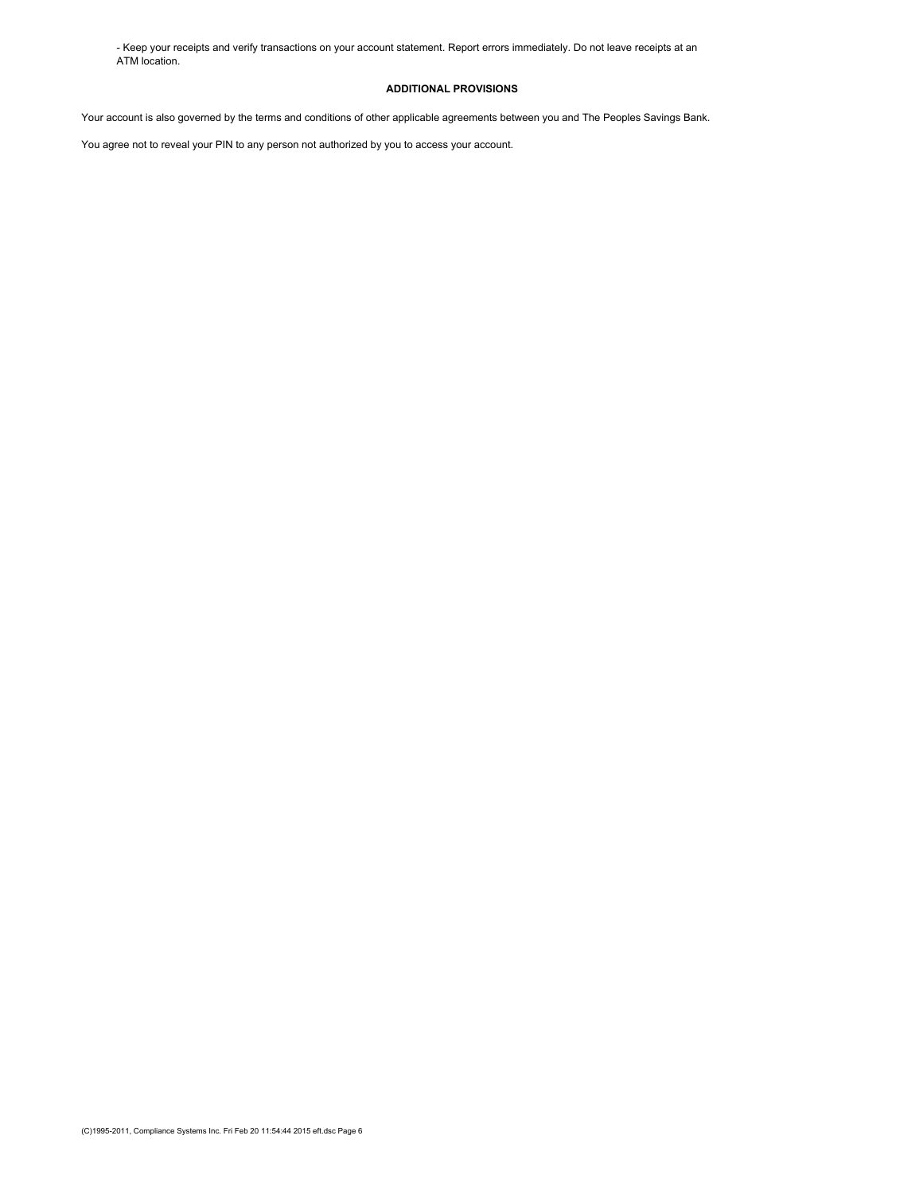- Keep your receipts and verify transactions on your account statement. Report errors immediately. Do not leave receipts at an ATM location.

**ADDITIONAL PROVISIONS**

Your account is also governed by the terms and conditions of other applicable agreements between you and The Peoples Savings Bank.

You agree not to reveal your PIN to any person not authorized by you to access your account.